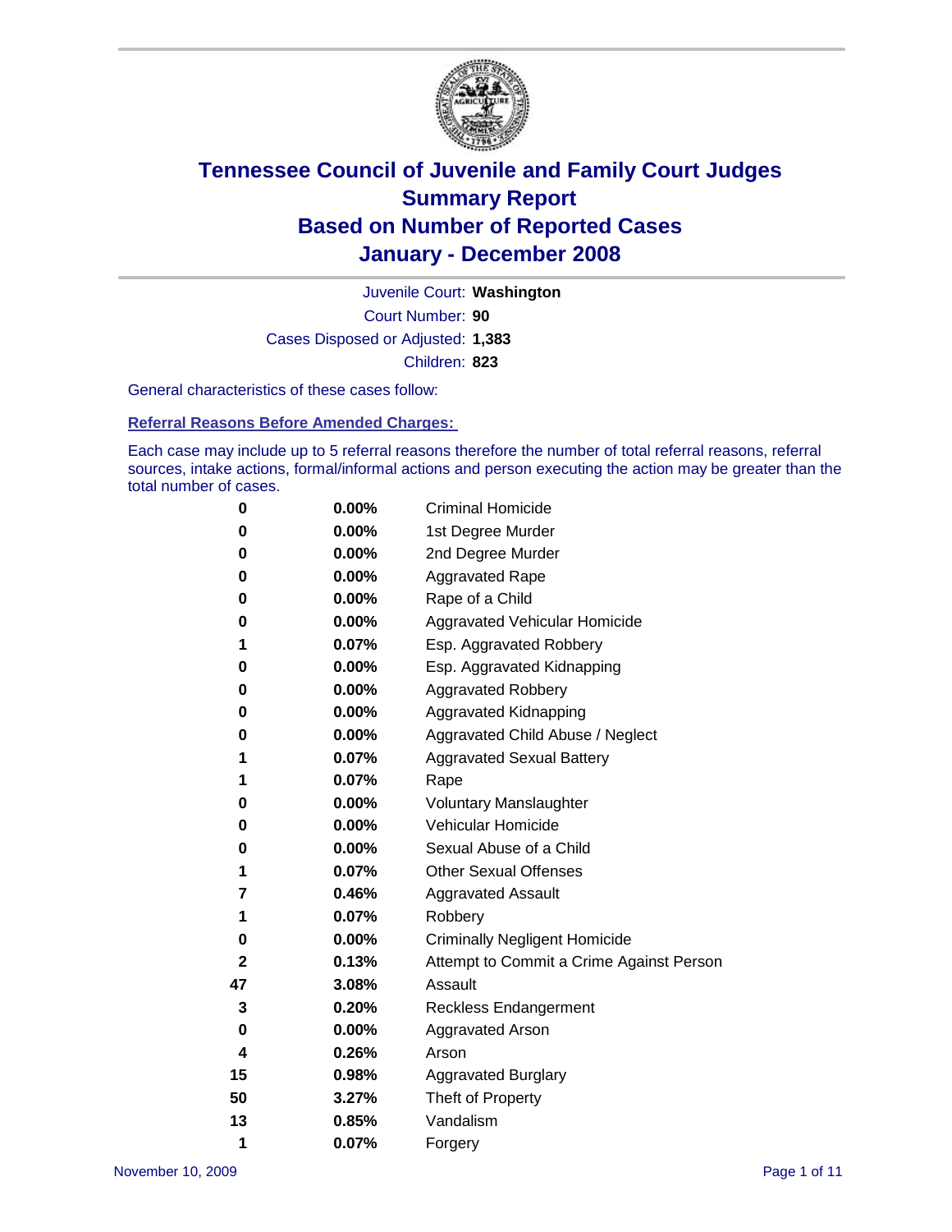# Tennessee Council of Juvenile and Family Court Judges
## Summary Report
## Based on Number of Reported Cases
## January - December 2008

Juvenile Court: **Washington**

Court Number: **90**

Cases Disposed or Adjusted: **1,383**

Children: **823**

General characteristics of these cases follow:

### Referral Reasons Before Amended Charges:

Each case may include up to 5 referral reasons therefore the number of total referral reasons, referral sources, intake actions, formal/informal actions and person executing the action may be greater than the total number of cases.

| | | |
|---|---|---|
| 0 | 0.00% | Criminal Homicide |
| 0 | 0.00% | 1st Degree Murder |
| 0 | 0.00% | 2nd Degree Murder |
| 0 | 0.00% | Aggravated Rape |
| 0 | 0.00% | Rape of a Child |
| 0 | 0.00% | Aggravated Vehicular Homicide |
| 1 | 0.07% | Esp. Aggravated Robbery |
| 0 | 0.00% | Esp. Aggravated Kidnapping |
| 0 | 0.00% | Aggravated Robbery |
| 0 | 0.00% | Aggravated Kidnapping |
| 0 | 0.00% | Aggravated Child Abuse / Neglect |
| 1 | 0.07% | Aggravated Sexual Battery |
| 1 | 0.07% | Rape |
| 0 | 0.00% | Voluntary Manslaughter |
| 0 | 0.00% | Vehicular Homicide |
| 0 | 0.00% | Sexual Abuse of a Child |
| 1 | 0.07% | Other Sexual Offenses |
| 7 | 0.46% | Aggravated Assault |
| 1 | 0.07% | Robbery |
| 0 | 0.00% | Criminally Negligent Homicide |
| 2 | 0.13% | Attempt to Commit a Crime Against Person |
| 47 | 3.08% | Assault |
| 3 | 0.20% | Reckless Endangerment |
| 0 | 0.00% | Aggravated Arson |
| 4 | 0.26% | Arson |
| 15 | 0.98% | Aggravated Burglary |
| 50 | 3.27% | Theft of Property |
| 13 | 0.85% | Vandalism |
| 1 | 0.07% | Forgery |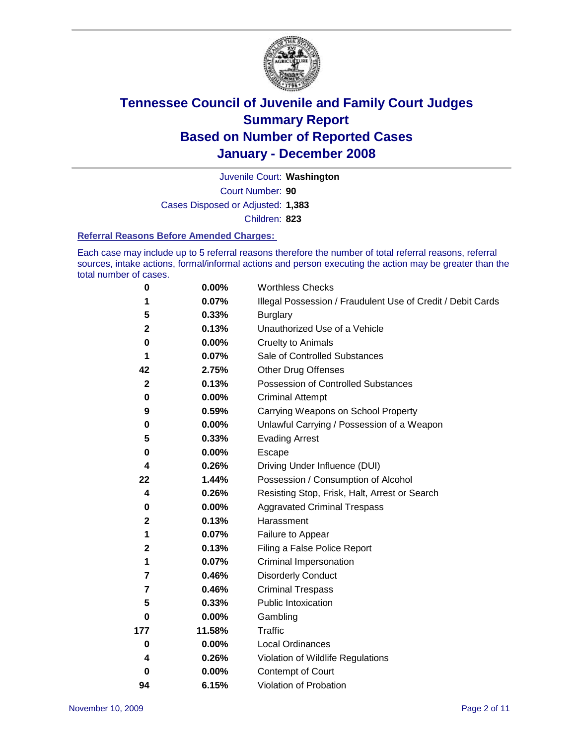# Tennessee Council of Juvenile and Family Court Judges
## Summary Report
## Based on Number of Reported Cases
## January - December 2008

Juvenile Court: **Washington**

Court Number: **90**

Cases Disposed or Adjusted: **1,383**

Children: **823**

### Referral Reasons Before Amended Charges:

Each case may include up to 5 referral reasons therefore the number of total referral reasons, referral sources, intake actions, formal/informal actions and person executing the action may be greater than the total number of cases.

| | | |
|---|---|---|
| 0 | 0.00% | Worthless Checks |
| 1 | 0.07% | Illegal Possession / Fraudulent Use of Credit / Debit Cards |
| 5 | 0.33% | Burglary |
| 2 | 0.13% | Unauthorized Use of a Vehicle |
| 0 | 0.00% | Cruelty to Animals |
| 1 | 0.07% | Sale of Controlled Substances |
| 42 | 2.75% | Other Drug Offenses |
| 2 | 0.13% | Possession of Controlled Substances |
| 0 | 0.00% | Criminal Attempt |
| 9 | 0.59% | Carrying Weapons on School Property |
| 0 | 0.00% | Unlawful Carrying / Possession of a Weapon |
| 5 | 0.33% | Evading Arrest |
| 0 | 0.00% | Escape |
| 4 | 0.26% | Driving Under Influence (DUI) |
| 22 | 1.44% | Possession / Consumption of Alcohol |
| 4 | 0.26% | Resisting Stop, Frisk, Halt, Arrest or Search |
| 0 | 0.00% | Aggravated Criminal Trespass |
| 2 | 0.13% | Harassment |
| 1 | 0.07% | Failure to Appear |
| 2 | 0.13% | Filing a False Police Report |
| 1 | 0.07% | Criminal Impersonation |
| 7 | 0.46% | Disorderly Conduct |
| 7 | 0.46% | Criminal Trespass |
| 5 | 0.33% | Public Intoxication |
| 0 | 0.00% | Gambling |
| 177 | 11.58% | Traffic |
| 0 | 0.00% | Local Ordinances |
| 4 | 0.26% | Violation of Wildlife Regulations |
| 0 | 0.00% | Contempt of Court |
| 94 | 6.15% | Violation of Probation |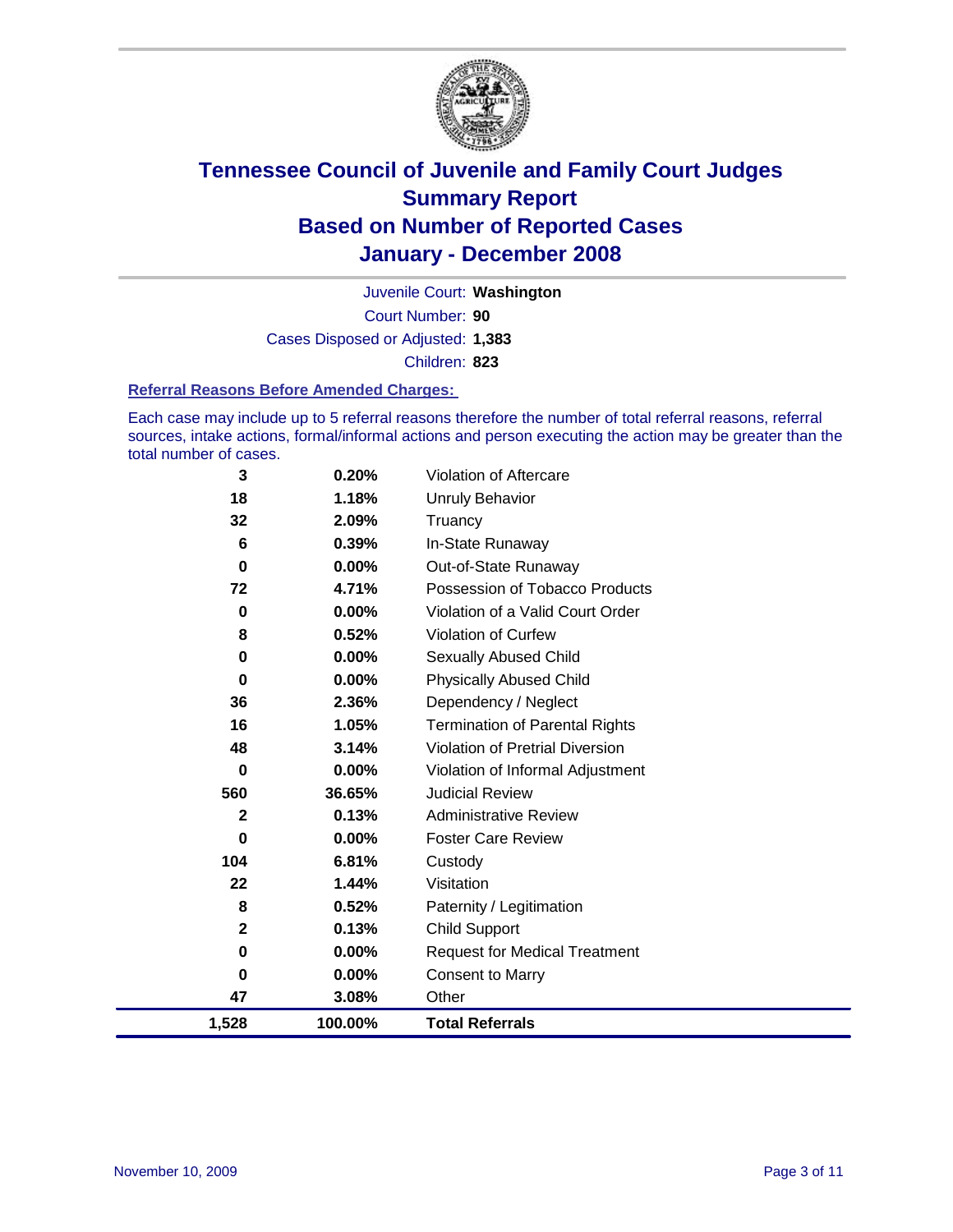# Tennessee Council of Juvenile and Family Court Judges
## Summary Report
## Based on Number of Reported Cases
## January - December 2008

Juvenile Court: **Washington**

Court Number: **90**

Cases Disposed or Adjusted: **1,383**

Children: **823**

### Referral Reasons Before Amended Charges:

Each case may include up to 5 referral reasons therefore the number of total referral reasons, referral sources, intake actions, formal/informal actions and person executing the action may be greater than the total number of cases.

| | | |
|---|---|---|
| 3 | 0.20% | Violation of Aftercare |
| 18 | 1.18% | Unruly Behavior |
| 32 | 2.09% | Truancy |
| 6 | 0.39% | In-State Runaway |
| 0 | 0.00% | Out-of-State Runaway |
| 72 | 4.71% | Possession of Tobacco Products |
| 0 | 0.00% | Violation of a Valid Court Order |
| 8 | 0.52% | Violation of Curfew |
| 0 | 0.00% | Sexually Abused Child |
| 0 | 0.00% | Physically Abused Child |
| 36 | 2.36% | Dependency / Neglect |
| 16 | 1.05% | Termination of Parental Rights |
| 48 | 3.14% | Violation of Pretrial Diversion |
| 0 | 0.00% | Violation of Informal Adjustment |
| 560 | 36.65% | Judicial Review |
| 2 | 0.13% | Administrative Review |
| 0 | 0.00% | Foster Care Review |
| 104 | 6.81% | Custody |
| 22 | 1.44% | Visitation |
| 8 | 0.52% | Paternity / Legitimation |
| 2 | 0.13% | Child Support |
| 0 | 0.00% | Request for Medical Treatment |
| 0 | 0.00% | Consent to Marry |
| 47 | 3.08% | Other |
| **1,528** | **100.00%** | **Total Referrals** |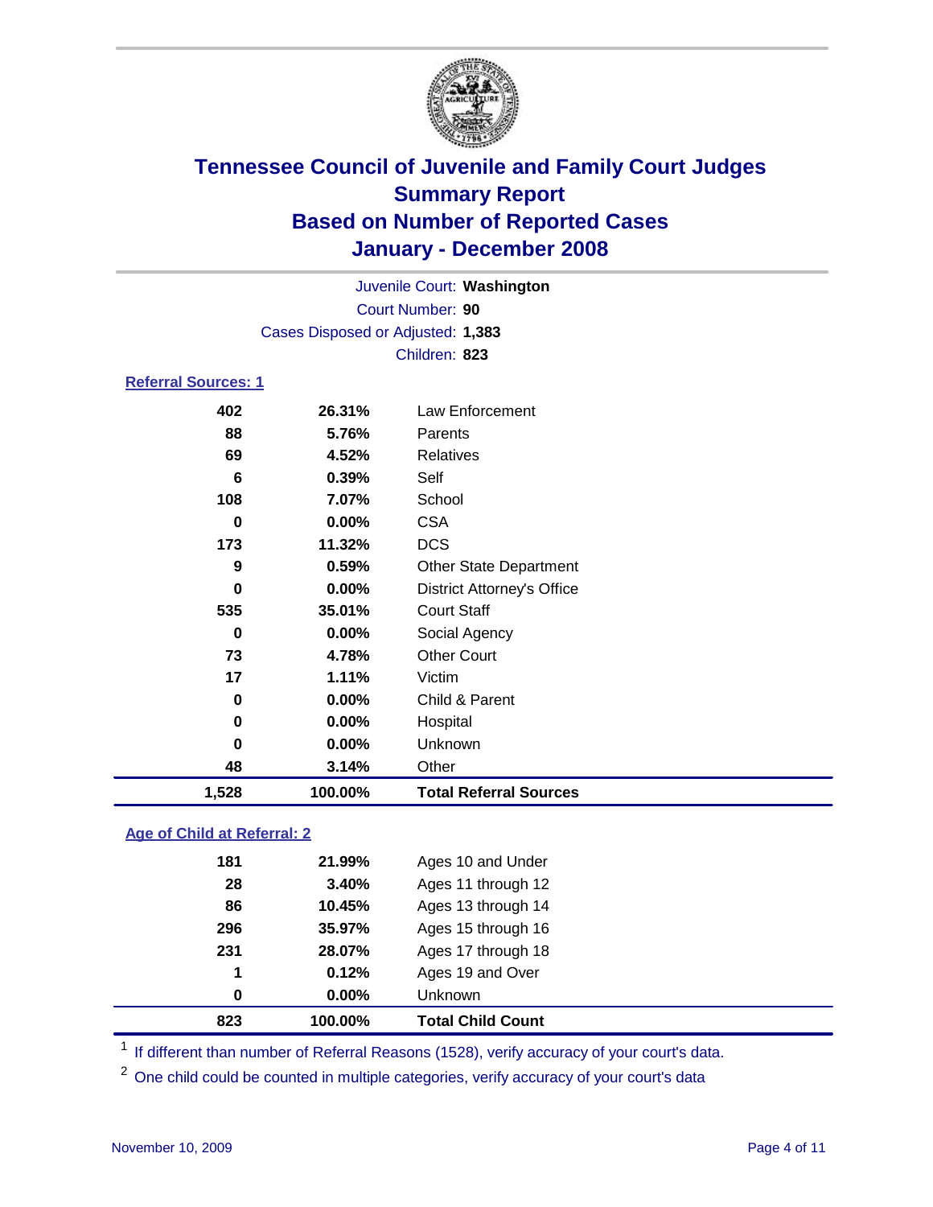# Tennessee Council of Juvenile and Family Court Judges
## Summary Report
## Based on Number of Reported Cases
## January - December 2008

Juvenile Court: **Washington**
Court Number: **90**
Cases Disposed or Adjusted: **1,383**
Children: **823**

### Referral Sources: 1

| Count | Percent | Source |
|---|---|---|
| 402 | 26.31% | Law Enforcement |
| 88 | 5.76% | Parents |
| 69 | 4.52% | Relatives |
| 6 | 0.39% | Self |
| 108 | 7.07% | School |
| 0 | 0.00% | CSA |
| 173 | 11.32% | DCS |
| 9 | 0.59% | Other State Department |
| 0 | 0.00% | District Attorney's Office |
| 535 | 35.01% | Court Staff |
| 0 | 0.00% | Social Agency |
| 73 | 4.78% | Other Court |
| 17 | 1.11% | Victim |
| 0 | 0.00% | Child & Parent |
| 0 | 0.00% | Hospital |
| 0 | 0.00% | Unknown |
| 48 | 3.14% | Other |
| **1,528** | **100.00%** | **Total Referral Sources** |

### Age of Child at Referral: 2

| Count | Percent | Age |
|---|---|---|
| 181 | 21.99% | Ages 10 and Under |
| 28 | 3.40% | Ages 11 through 12 |
| 86 | 10.45% | Ages 13 through 14 |
| 296 | 35.97% | Ages 15 through 16 |
| 231 | 28.07% | Ages 17 through 18 |
| 1 | 0.12% | Ages 19 and Over |
| 0 | 0.00% | Unknown |
| **823** | **100.00%** | **Total Child Count** |

[1] If different than number of Referral Reasons (1528), verify accuracy of your court's data.

[2] One child could be counted in multiple categories, verify accuracy of your court's data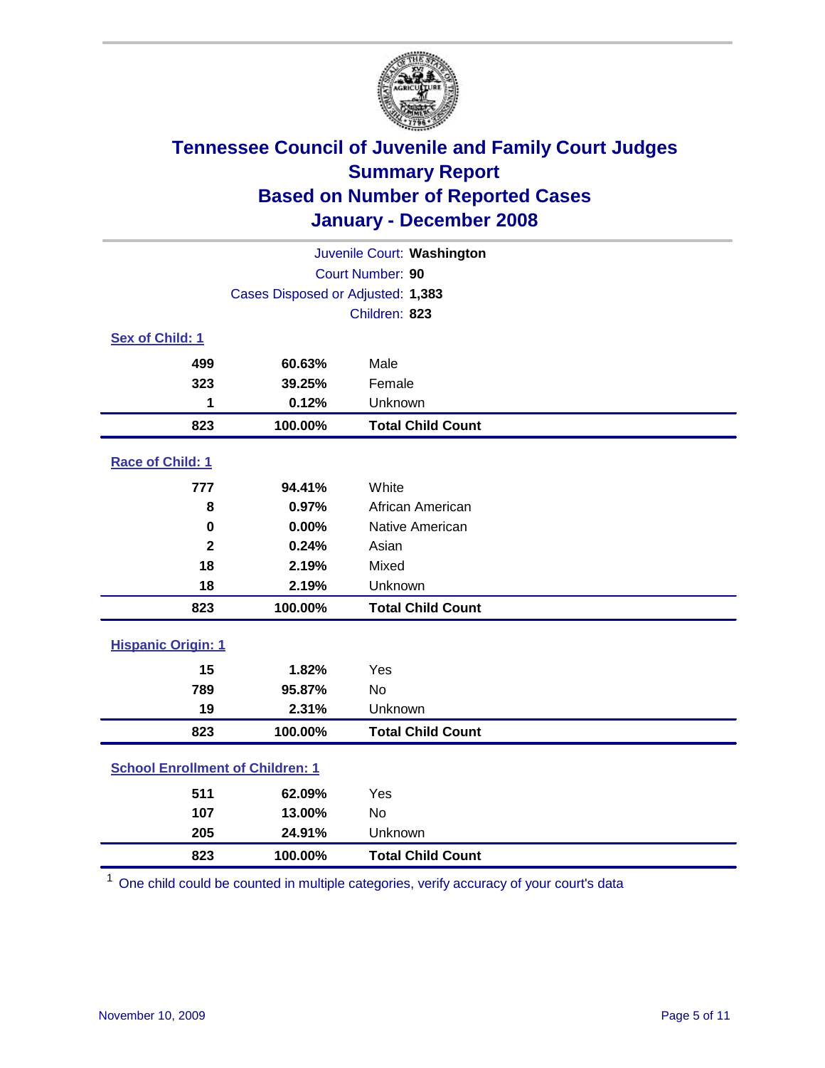# Tennessee Council of Juvenile and Family Court Judges
## Summary Report
## Based on Number of Reported Cases
## January - December 2008

Juvenile Court: **Washington**
Court Number: **90**
Cases Disposed or Adjusted: **1,383**
Children: **823**

### Sex of Child: 1

| | | |
|---|---|---|
| 499 | 60.63% | Male |
| 323 | 39.25% | Female |
| 1 | 0.12% | Unknown |
| **823** | **100.00%** | **Total Child Count** |

### Race of Child: 1

| | | |
|---|---|---|
| 777 | 94.41% | White |
| 8 | 0.97% | African American |
| 0 | 0.00% | Native American |
| 2 | 0.24% | Asian |
| 18 | 2.19% | Mixed |
| 18 | 2.19% | Unknown |
| **823** | **100.00%** | **Total Child Count** |

### Hispanic Origin: 1

| | | |
|---|---|---|
| 15 | 1.82% | Yes |
| 789 | 95.87% | No |
| 19 | 2.31% | Unknown |
| **823** | **100.00%** | **Total Child Count** |

### School Enrollment of Children: 1

| | | |
|---|---|---|
| 511 | 62.09% | Yes |
| 107 | 13.00% | No |
| 205 | 24.91% | Unknown |
| **823** | **100.00%** | **Total Child Count** |

[1] One child could be counted in multiple categories, verify accuracy of your court's data

November 10, 2009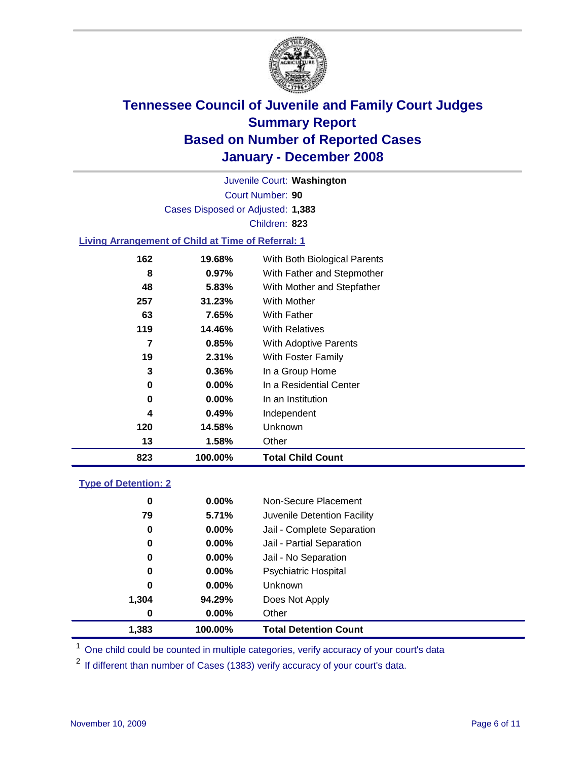# Tennessee Council of Juvenile and Family Court Judges
## Summary Report
## Based on Number of Reported Cases
## January - December 2008

Juvenile Court: **Washington**
Court Number: **90**
Cases Disposed or Adjusted: **1,383**
Children: **823**

### Living Arrangement of Child at Time of Referral: 1

| Count | Percent | Arrangement |
|---|---|---|
| 162 | 19.68% | With Both Biological Parents |
| 8 | 0.97% | With Father and Stepmother |
| 48 | 5.83% | With Mother and Stepfather |
| 257 | 31.23% | With Mother |
| 63 | 7.65% | With Father |
| 119 | 14.46% | With Relatives |
| 7 | 0.85% | With Adoptive Parents |
| 19 | 2.31% | With Foster Family |
| 3 | 0.36% | In a Group Home |
| 0 | 0.00% | In a Residential Center |
| 0 | 0.00% | In an Institution |
| 4 | 0.49% | Independent |
| 120 | 14.58% | Unknown |
| 13 | 1.58% | Other |
| **823** | **100.00%** | **Total Child Count** |

### Type of Detention: 2

| Count | Percent | Type |
|---|---|---|
| 0 | 0.00% | Non-Secure Placement |
| 79 | 5.71% | Juvenile Detention Facility |
| 0 | 0.00% | Jail - Complete Separation |
| 0 | 0.00% | Jail - Partial Separation |
| 0 | 0.00% | Jail - No Separation |
| 0 | 0.00% | Psychiatric Hospital |
| 0 | 0.00% | Unknown |
| 1,304 | 94.29% | Does Not Apply |
| 0 | 0.00% | Other |
| **1,383** | **100.00%** | **Total Detention Count** |

[1] One child could be counted in multiple categories, verify accuracy of your court's data

[2] If different than number of Cases (1383) verify accuracy of your court's data.

November 10, 2009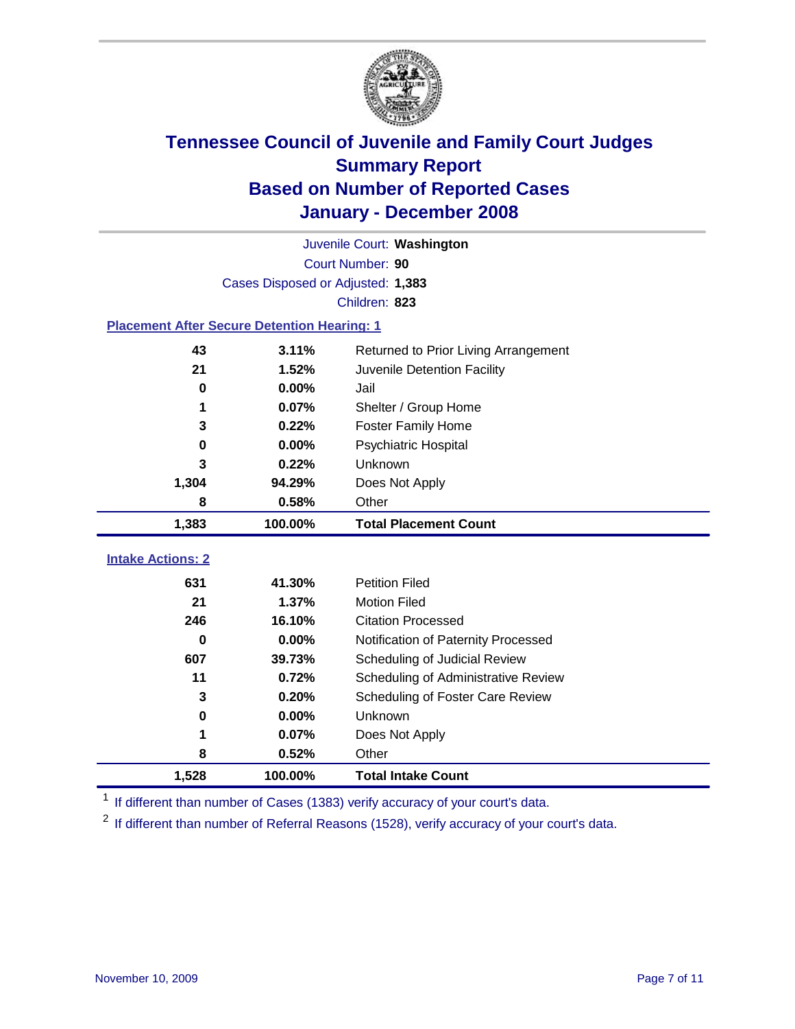# Tennessee Council of Juvenile and Family Court Judges
## Summary Report
## Based on Number of Reported Cases
## January - December 2008

Juvenile Court: **Washington**

Court Number: **90**

Cases Disposed or Adjusted: **1,383**

Children: **823**

### Placement After Secure Detention Hearing: 1

| Count | Percent | Placement |
|---|---|---|
| 43 | 3.11% | Returned to Prior Living Arrangement |
| 21 | 1.52% | Juvenile Detention Facility |
| 0 | 0.00% | Jail |
| 1 | 0.07% | Shelter / Group Home |
| 3 | 0.22% | Foster Family Home |
| 0 | 0.00% | Psychiatric Hospital |
| 3 | 0.22% | Unknown |
| 1,304 | 94.29% | Does Not Apply |
| 8 | 0.58% | Other |
| **1,383** | **100.00%** | **Total Placement Count** |

### Intake Actions: 2

| Count | Percent | Intake Action |
|---|---|---|
| 631 | 41.30% | Petition Filed |
| 21 | 1.37% | Motion Filed |
| 246 | 16.10% | Citation Processed |
| 0 | 0.00% | Notification of Paternity Processed |
| 607 | 39.73% | Scheduling of Judicial Review |
| 11 | 0.72% | Scheduling of Administrative Review |
| 3 | 0.20% | Scheduling of Foster Care Review |
| 0 | 0.00% | Unknown |
| 1 | 0.07% | Does Not Apply |
| 8 | 0.52% | Other |
| **1,528** | **100.00%** | **Total Intake Count** |

[1] If different than number of Cases (1383) verify accuracy of your court's data.

[2] If different than number of Referral Reasons (1528), verify accuracy of your court's data.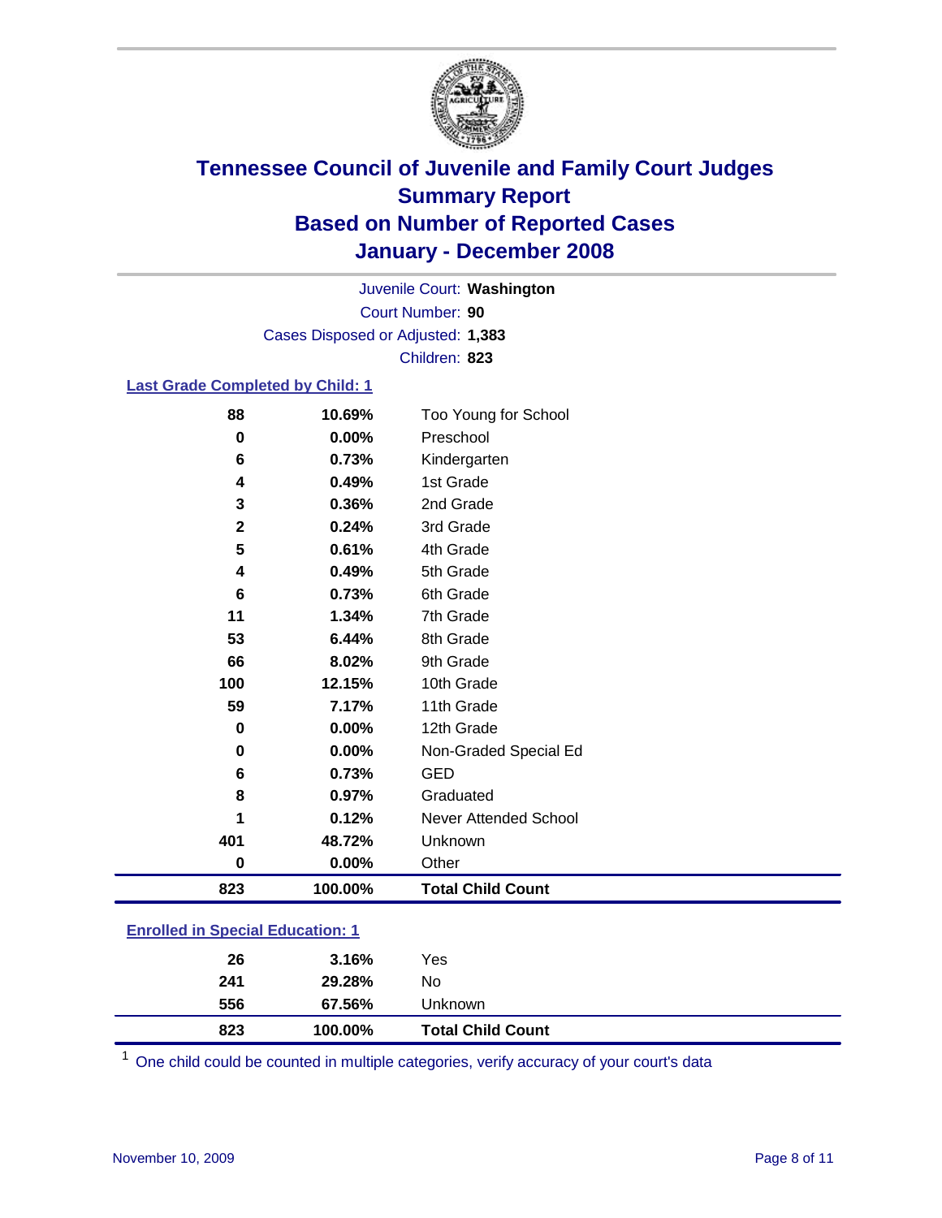# Tennessee Council of Juvenile and Family Court Judges
## Summary Report
## Based on Number of Reported Cases
## January - December 2008

Juvenile Court: **Washington**
Court Number: **90**
Cases Disposed or Adjusted: **1,383**
Children: **823**

### Last Grade Completed by Child: 1

| Count | Percent | Category |
|---|---|---|
| 88 | 10.69% | Too Young for School |
| 0 | 0.00% | Preschool |
| 6 | 0.73% | Kindergarten |
| 4 | 0.49% | 1st Grade |
| 3 | 0.36% | 2nd Grade |
| 2 | 0.24% | 3rd Grade |
| 5 | 0.61% | 4th Grade |
| 4 | 0.49% | 5th Grade |
| 6 | 0.73% | 6th Grade |
| 11 | 1.34% | 7th Grade |
| 53 | 6.44% | 8th Grade |
| 66 | 8.02% | 9th Grade |
| 100 | 12.15% | 10th Grade |
| 59 | 7.17% | 11th Grade |
| 0 | 0.00% | 12th Grade |
| 0 | 0.00% | Non-Graded Special Ed |
| 6 | 0.73% | GED |
| 8 | 0.97% | Graduated |
| 1 | 0.12% | Never Attended School |
| 401 | 48.72% | Unknown |
| 0 | 0.00% | Other |
| **823** | **100.00%** | **Total Child Count** |

### Enrolled in Special Education: 1

| Count | Percent | Category |
|---|---|---|
| 26 | 3.16% | Yes |
| 241 | 29.28% | No |
| 556 | 67.56% | Unknown |
| **823** | **100.00%** | **Total Child Count** |

[1] One child could be counted in multiple categories, verify accuracy of your court's data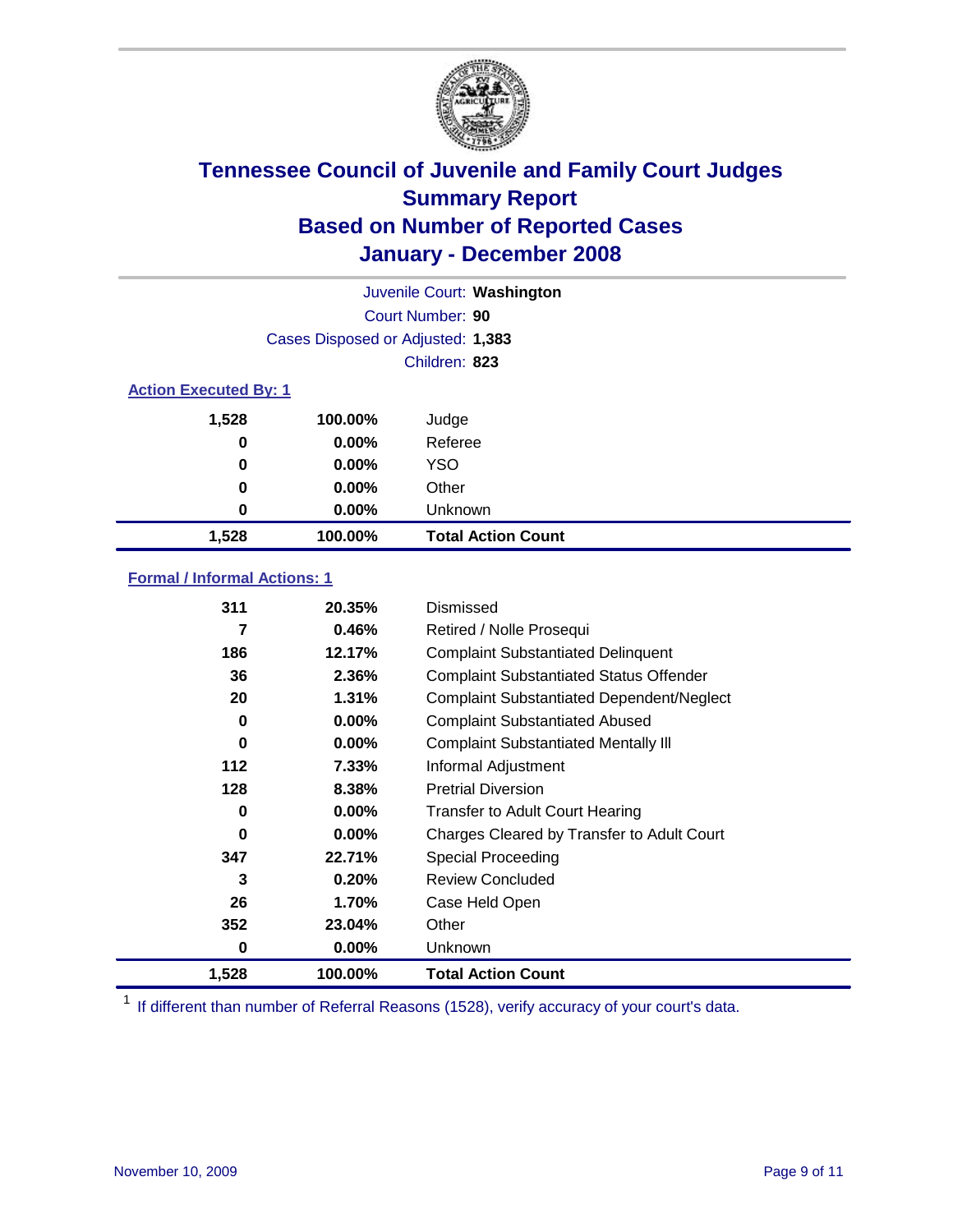# Tennessee Council of Juvenile and Family Court Judges
## Summary Report
## Based on Number of Reported Cases
## January - December 2008

Juvenile Court: **Washington**

Court Number: **90**

Cases Disposed or Adjusted: **1,383**

Children: **823**

### Action Executed By: 1

| | | |
|---|---|---|
| 1,528 | 100.00% | Judge |
| 0 | 0.00% | Referee |
| 0 | 0.00% | YSO |
| 0 | 0.00% | Other |
| 0 | 0.00% | Unknown |
| **1,528** | **100.00%** | **Total Action Count** |

### Formal / Informal Actions: 1

| | | |
|---|---|---|
| 311 | 20.35% | Dismissed |
| 7 | 0.46% | Retired / Nolle Prosequi |
| 186 | 12.17% | Complaint Substantiated Delinquent |
| 36 | 2.36% | Complaint Substantiated Status Offender |
| 20 | 1.31% | Complaint Substantiated Dependent/Neglect |
| 0 | 0.00% | Complaint Substantiated Abused |
| 0 | 0.00% | Complaint Substantiated Mentally Ill |
| 112 | 7.33% | Informal Adjustment |
| 128 | 8.38% | Pretrial Diversion |
| 0 | 0.00% | Transfer to Adult Court Hearing |
| 0 | 0.00% | Charges Cleared by Transfer to Adult Court |
| 347 | 22.71% | Special Proceeding |
| 3 | 0.20% | Review Concluded |
| 26 | 1.70% | Case Held Open |
| 352 | 23.04% | Other |
| 0 | 0.00% | Unknown |
| **1,528** | **100.00%** | **Total Action Count** |

[1] If different than number of Referral Reasons (1528), verify accuracy of your court's data.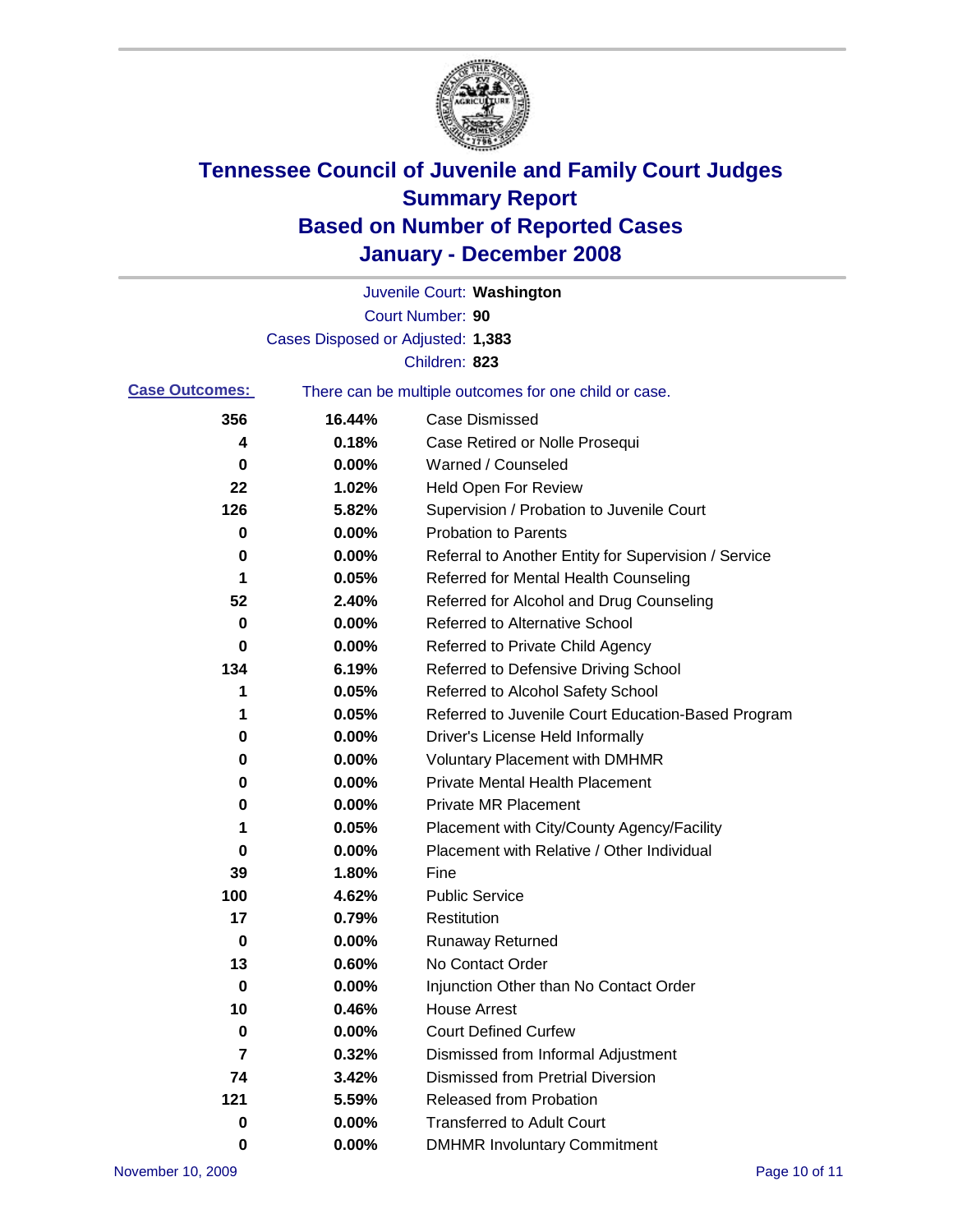# Tennessee Council of Juvenile and Family Court Judges
# Summary Report
# Based on Number of Reported Cases
# January - December 2008

Juvenile Court: **Washington**

Court Number: **90**

Cases Disposed or Adjusted: **1,383**

Children: **823**

**Case Outcomes:** There can be multiple outcomes for one child or case.

| Count | Percent | Outcome |
|---|---|---|
| 356 | 16.44% | Case Dismissed |
| 4 | 0.18% | Case Retired or Nolle Prosequi |
| 0 | 0.00% | Warned / Counseled |
| 22 | 1.02% | Held Open For Review |
| 126 | 5.82% | Supervision / Probation to Juvenile Court |
| 0 | 0.00% | Probation to Parents |
| 0 | 0.00% | Referral to Another Entity for Supervision / Service |
| 1 | 0.05% | Referred for Mental Health Counseling |
| 52 | 2.40% | Referred for Alcohol and Drug Counseling |
| 0 | 0.00% | Referred to Alternative School |
| 0 | 0.00% | Referred to Private Child Agency |
| 134 | 6.19% | Referred to Defensive Driving School |
| 1 | 0.05% | Referred to Alcohol Safety School |
| 1 | 0.05% | Referred to Juvenile Court Education-Based Program |
| 0 | 0.00% | Driver's License Held Informally |
| 0 | 0.00% | Voluntary Placement with DMHMR |
| 0 | 0.00% | Private Mental Health Placement |
| 0 | 0.00% | Private MR Placement |
| 1 | 0.05% | Placement with City/County Agency/Facility |
| 0 | 0.00% | Placement with Relative / Other Individual |
| 39 | 1.80% | Fine |
| 100 | 4.62% | Public Service |
| 17 | 0.79% | Restitution |
| 0 | 0.00% | Runaway Returned |
| 13 | 0.60% | No Contact Order |
| 0 | 0.00% | Injunction Other than No Contact Order |
| 10 | 0.46% | House Arrest |
| 0 | 0.00% | Court Defined Curfew |
| 7 | 0.32% | Dismissed from Informal Adjustment |
| 74 | 3.42% | Dismissed from Pretrial Diversion |
| 121 | 5.59% | Released from Probation |
| 0 | 0.00% | Transferred to Adult Court |
| 0 | 0.00% | DMHMR Involuntary Commitment |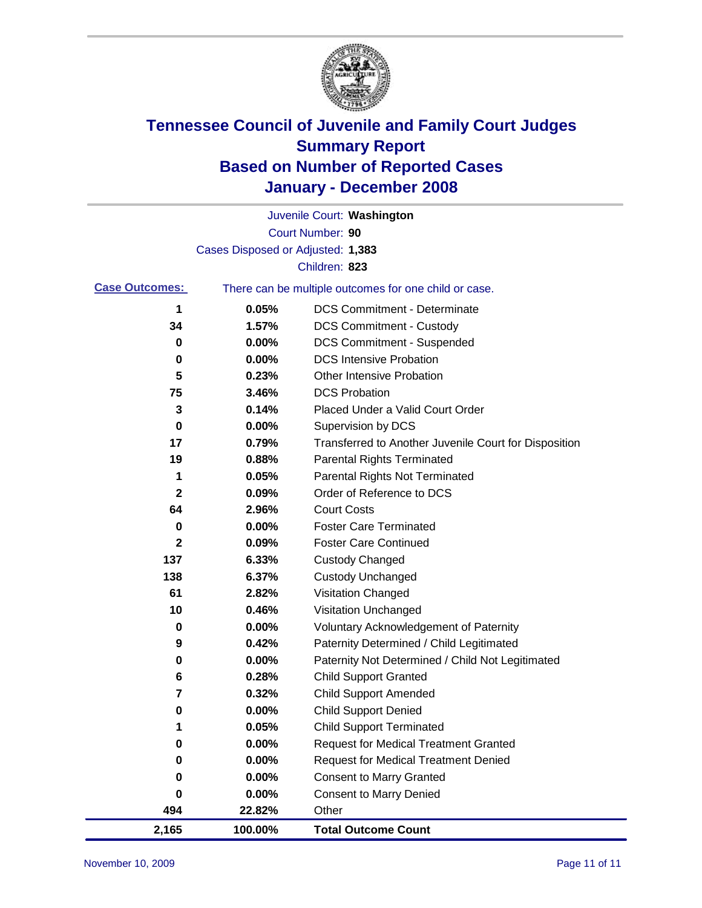# Tennessee Council of Juvenile and Family Court Judges
## Summary Report
## Based on Number of Reported Cases
## January - December 2008

Juvenile Court: **Washington**

Court Number: **90**

Cases Disposed or Adjusted: **1,383**

Children: **823**

**Case Outcomes:** There can be multiple outcomes for one child or case.

| | | |
|---|---|---|
| 1 | 0.05% | DCS Commitment - Determinate |
| 34 | 1.57% | DCS Commitment - Custody |
| 0 | 0.00% | DCS Commitment - Suspended |
| 0 | 0.00% | DCS Intensive Probation |
| 5 | 0.23% | Other Intensive Probation |
| 75 | 3.46% | DCS Probation |
| 3 | 0.14% | Placed Under a Valid Court Order |
| 0 | 0.00% | Supervision by DCS |
| 17 | 0.79% | Transferred to Another Juvenile Court for Disposition |
| 19 | 0.88% | Parental Rights Terminated |
| 1 | 0.05% | Parental Rights Not Terminated |
| 2 | 0.09% | Order of Reference to DCS |
| 64 | 2.96% | Court Costs |
| 0 | 0.00% | Foster Care Terminated |
| 2 | 0.09% | Foster Care Continued |
| 137 | 6.33% | Custody Changed |
| 138 | 6.37% | Custody Unchanged |
| 61 | 2.82% | Visitation Changed |
| 10 | 0.46% | Visitation Unchanged |
| 0 | 0.00% | Voluntary Acknowledgement of Paternity |
| 9 | 0.42% | Paternity Determined / Child Legitimated |
| 0 | 0.00% | Paternity Not Determined / Child Not Legitimated |
| 6 | 0.28% | Child Support Granted |
| 7 | 0.32% | Child Support Amended |
| 0 | 0.00% | Child Support Denied |
| 1 | 0.05% | Child Support Terminated |
| 0 | 0.00% | Request for Medical Treatment Granted |
| 0 | 0.00% | Request for Medical Treatment Denied |
| 0 | 0.00% | Consent to Marry Granted |
| 0 | 0.00% | Consent to Marry Denied |
| 494 | 22.82% | Other |
| **2,165** | **100.00%** | **Total Outcome Count** |